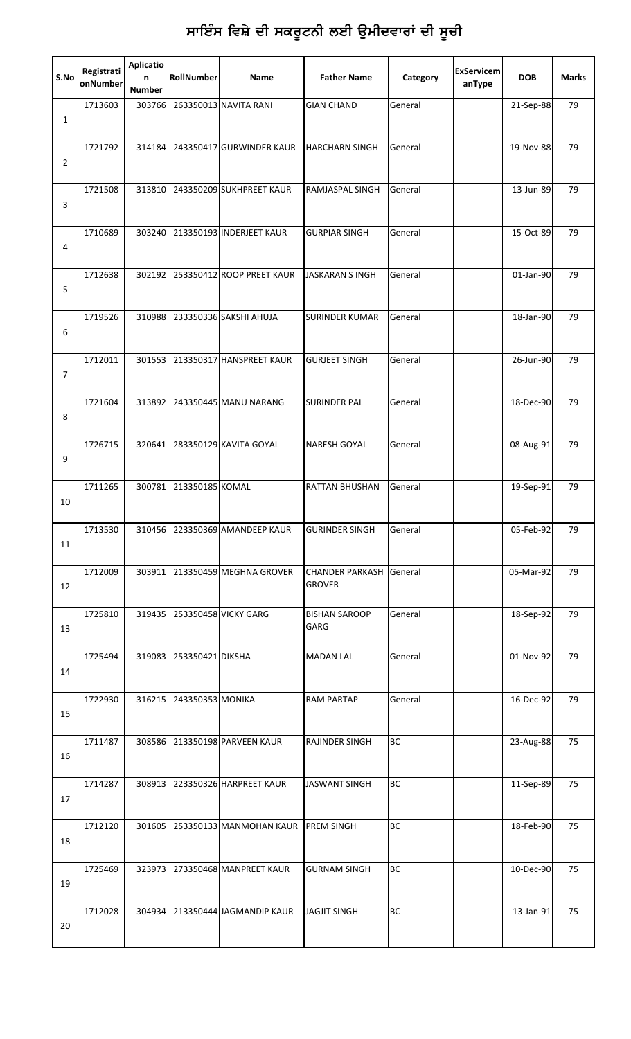# ਸਾਇੰਸ ਵਿਸ਼ੇ ਦੀ ਸਕਰੂਟਨੀ ਲਈ ਉਮੀਦਵਾਰਾਂ ਦੀ ਸੂਚੀ

| S.No | RegistrationNumber | Aplication Number | RollNumber | Name | Father Name | Category | ExServicemanType | DOB | Marks |
|---|---|---|---|---|---|---|---|---|---|
| 1 | 1713603 | 303766 | 263350013 | NAVITA RANI | GIAN CHAND | General | | 21-Sep-88 | 79 |
| 2 | 1721792 | 314184 | 243350417 | GURWINDER KAUR | HARCHARN SINGH | General | | 19-Nov-88 | 79 |
| 3 | 1721508 | 313810 | 243350209 | SUKHPREET KAUR | RAMJASPAL SINGH | General | | 13-Jun-89 | 79 |
| 4 | 1710689 | 303240 | 213350193 | INDERJEET KAUR | GURPIAR SINGH | General | | 15-Oct-89 | 79 |
| 5 | 1712638 | 302192 | 253350412 | ROOP PREET KAUR | JASKARAN S INGH | General | | 01-Jan-90 | 79 |
| 6 | 1719526 | 310988 | 233350336 | SAKSHI AHUJA | SURINDER KUMAR | General | | 18-Jan-90 | 79 |
| 7 | 1712011 | 301553 | 213350317 | HANSPREET KAUR | GURJEET SINGH | General | | 26-Jun-90 | 79 |
| 8 | 1721604 | 313892 | 243350445 | MANU NARANG | SURINDER PAL | General | | 18-Dec-90 | 79 |
| 9 | 1726715 | 320641 | 283350129 | KAVITA GOYAL | NARESH GOYAL | General | | 08-Aug-91 | 79 |
| 10 | 1711265 | 300781 | 213350185 | KOMAL | RATTAN BHUSHAN | General | | 19-Sep-91 | 79 |
| 11 | 1713530 | 310456 | 223350369 | AMANDEEP KAUR | GURINDER SINGH | General | | 05-Feb-92 | 79 |
| 12 | 1712009 | 303911 | 213350459 | MEGHNA GROVER | CHANDER PARKASH GROVER | General | | 05-Mar-92 | 79 |
| 13 | 1725810 | 319435 | 253350458 | VICKY GARG | BISHAN SAROOP GARG | General | | 18-Sep-92 | 79 |
| 14 | 1725494 | 319083 | 253350421 | DIKSHA | MADAN LAL | General | | 01-Nov-92 | 79 |
| 15 | 1722930 | 316215 | 243350353 | MONIKA | RAM PARTAP | General | | 16-Dec-92 | 79 |
| 16 | 1711487 | 308586 | 213350198 | PARVEEN KAUR | RAJINDER SINGH | BC | | 23-Aug-88 | 75 |
| 17 | 1714287 | 308913 | 223350326 | HARPREET KAUR | JASWANT SINGH | BC | | 11-Sep-89 | 75 |
| 18 | 1712120 | 301605 | 253350133 | MANMOHAN KAUR | PREM SINGH | BC | | 18-Feb-90 | 75 |
| 19 | 1725469 | 323973 | 273350468 | MANPREET KAUR | GURNAM SINGH | BC | | 10-Dec-90 | 75 |
| 20 | 1712028 | 304934 | 213350444 | JAGMANDIP KAUR | JAGJIT SINGH | BC | | 13-Jan-91 | 75 |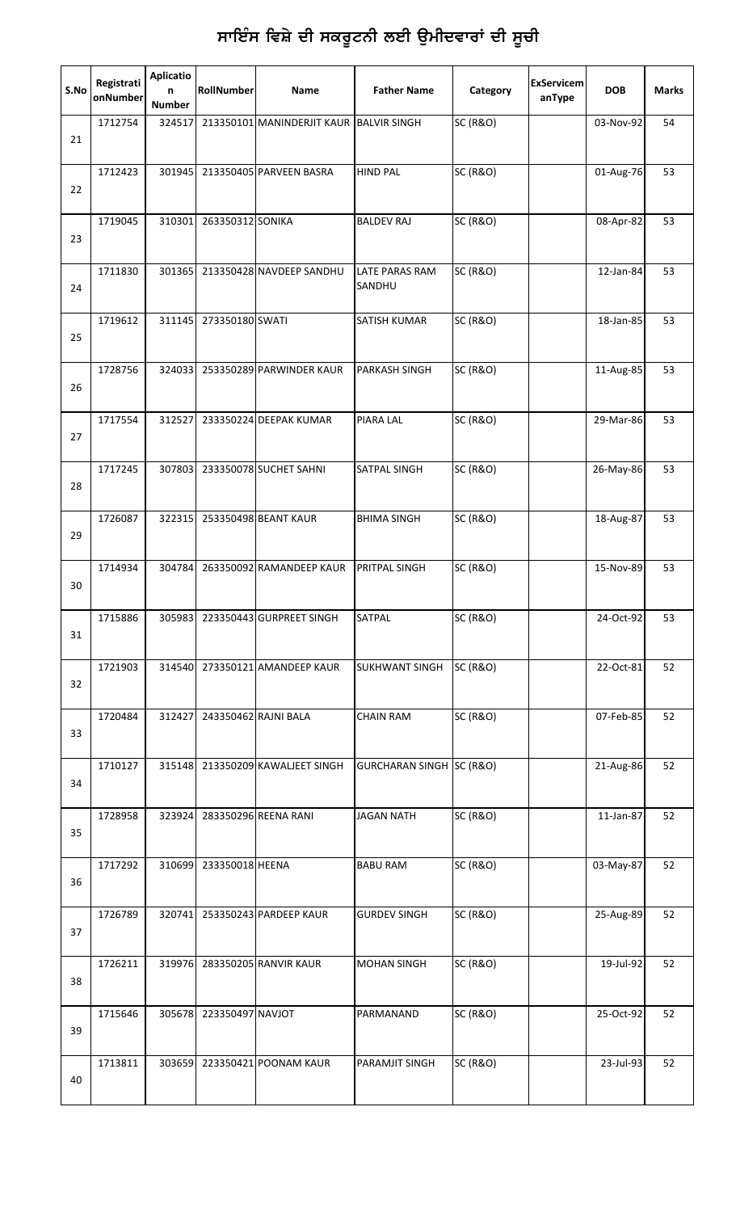# ਸਾਇੰਸ ਵਿਸ਼ੇ ਦੀ ਸਕਰੂਟਨੀ ਲਈ ਉਮੀਦਵਾਰਾਂ ਦੀ ਸੂਚੀ

| S.No | RegistrationNumber | Aplication Number | RollNumber | Name | Father Name | Category | ExServicemanType | DOB | Marks |
|---|---|---|---|---|---|---|---|---|---|
| 21 | 1712754 | 324517 | 213350101 | MANINDERJIT KAUR | BALVIR SINGH | SC (R&O) | | 03-Nov-92 | 54 |
| 22 | 1712423 | 301945 | 213350405 | PARVEEN BASRA | HIND PAL | SC (R&O) | | 01-Aug-76 | 53 |
| 23 | 1719045 | 310301 | 263350312 | SONIKA | BALDEV RAJ | SC (R&O) | | 08-Apr-82 | 53 |
| 24 | 1711830 | 301365 | 213350428 | NAVDEEP SANDHU | LATE PARAS RAM SANDHU | SC (R&O) | | 12-Jan-84 | 53 |
| 25 | 1719612 | 311145 | 273350180 | SWATI | SATISH KUMAR | SC (R&O) | | 18-Jan-85 | 53 |
| 26 | 1728756 | 324033 | 253350289 | PARWINDER KAUR | PARKASH SINGH | SC (R&O) | | 11-Aug-85 | 53 |
| 27 | 1717554 | 312527 | 233350224 | DEEPAK KUMAR | PIARA LAL | SC (R&O) | | 29-Mar-86 | 53 |
| 28 | 1717245 | 307803 | 233350078 | SUCHET SAHNI | SATPAL SINGH | SC (R&O) | | 26-May-86 | 53 |
| 29 | 1726087 | 322315 | 253350498 | BEANT KAUR | BHIMA SINGH | SC (R&O) | | 18-Aug-87 | 53 |
| 30 | 1714934 | 304784 | 263350092 | RAMANDEEP KAUR | PRITPAL SINGH | SC (R&O) | | 15-Nov-89 | 53 |
| 31 | 1715886 | 305983 | 223350443 | GURPREET SINGH | SATPAL | SC (R&O) | | 24-Oct-92 | 53 |
| 32 | 1721903 | 314540 | 273350121 | AMANDEEP KAUR | SUKHWANT SINGH | SC (R&O) | | 22-Oct-81 | 52 |
| 33 | 1720484 | 312427 | 243350462 | RAJNI BALA | CHAIN RAM | SC (R&O) | | 07-Feb-85 | 52 |
| 34 | 1710127 | 315148 | 213350209 | KAWALJEET SINGH | GURCHARAN SINGH | SC (R&O) | | 21-Aug-86 | 52 |
| 35 | 1728958 | 323924 | 283350296 | REENA RANI | JAGAN NATH | SC (R&O) | | 11-Jan-87 | 52 |
| 36 | 1717292 | 310699 | 233350018 | HEENA | BABU RAM | SC (R&O) | | 03-May-87 | 52 |
| 37 | 1726789 | 320741 | 253350243 | PARDEEP KAUR | GURDEV SINGH | SC (R&O) | | 25-Aug-89 | 52 |
| 38 | 1726211 | 319976 | 283350205 | RANVIR KAUR | MOHAN SINGH | SC (R&O) | | 19-Jul-92 | 52 |
| 39 | 1715646 | 305678 | 223350497 | NAVJOT | PARMANAND | SC (R&O) | | 25-Oct-92 | 52 |
| 40 | 1713811 | 303659 | 223350421 | POONAM KAUR | PARAMJIT SINGH | SC (R&O) | | 23-Jul-93 | 52 |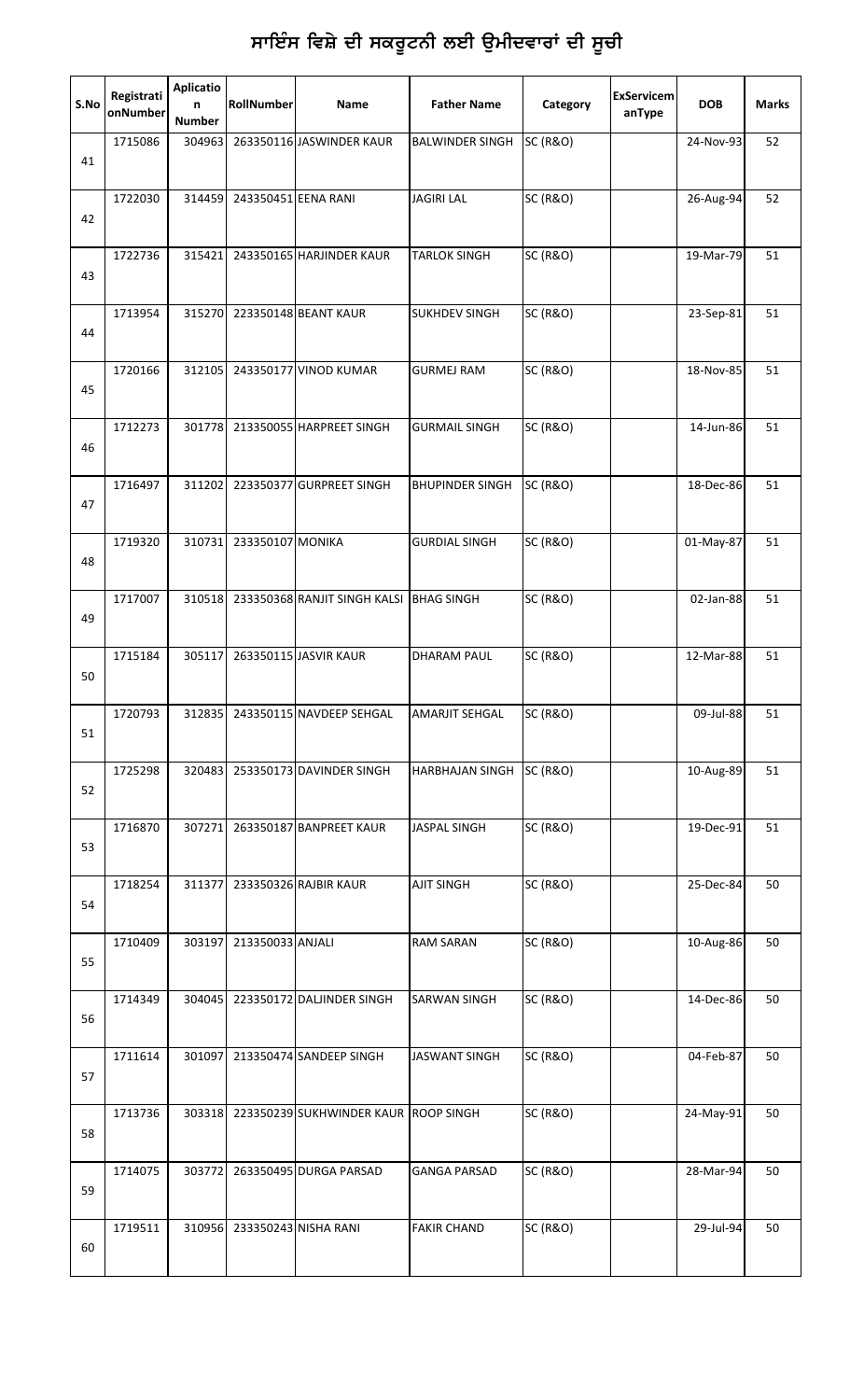# ਸਾਇੰਸ ਵਿਸ਼ੇ ਦੀ ਸਕਰੂਟਨੀ ਲਈ ਉਮੀਦਵਾਰਾਂ ਦੀ ਸੂਚੀ

| S.No | RegistrationNumber | Aplication Number | RollNumber | Name | Father Name | Category | ExServicemanType | DOB | Marks |
|---|---|---|---|---|---|---|---|---|---|
| 41 | 1715086 | 304963 | 263350116 | JASWINDER KAUR | BALWINDER SINGH | SC (R&O) | | 24-Nov-93 | 52 |
| 42 | 1722030 | 314459 | 243350451 | EENA RANI | JAGIRI LAL | SC (R&O) | | 26-Aug-94 | 52 |
| 43 | 1722736 | 315421 | 243350165 | HARJINDER KAUR | TARLOK SINGH | SC (R&O) | | 19-Mar-79 | 51 |
| 44 | 1713954 | 315270 | 223350148 | BEANT KAUR | SUKHDEV SINGH | SC (R&O) | | 23-Sep-81 | 51 |
| 45 | 1720166 | 312105 | 243350177 | VINOD KUMAR | GURMEJ RAM | SC (R&O) | | 18-Nov-85 | 51 |
| 46 | 1712273 | 301778 | 213350055 | HARPREET SINGH | GURMAIL SINGH | SC (R&O) | | 14-Jun-86 | 51 |
| 47 | 1716497 | 311202 | 223350377 | GURPREET SINGH | BHUPINDER SINGH | SC (R&O) | | 18-Dec-86 | 51 |
| 48 | 1719320 | 310731 | 233350107 | MONIKA | GURDIAL SINGH | SC (R&O) | | 01-May-87 | 51 |
| 49 | 1717007 | 310518 | 233350368 | RANJIT SINGH KALSI | BHAG SINGH | SC (R&O) | | 02-Jan-88 | 51 |
| 50 | 1715184 | 305117 | 263350115 | JASVIR KAUR | DHARAM PAUL | SC (R&O) | | 12-Mar-88 | 51 |
| 51 | 1720793 | 312835 | 243350115 | NAVDEEP SEHGAL | AMARJIT SEHGAL | SC (R&O) | | 09-Jul-88 | 51 |
| 52 | 1725298 | 320483 | 253350173 | DAVINDER SINGH | HARBHAJAN SINGH | SC (R&O) | | 10-Aug-89 | 51 |
| 53 | 1716870 | 307271 | 263350187 | BANPREET KAUR | JASPAL SINGH | SC (R&O) | | 19-Dec-91 | 51 |
| 54 | 1718254 | 311377 | 233350326 | RAJBIR KAUR | AJIT SINGH | SC (R&O) | | 25-Dec-84 | 50 |
| 55 | 1710409 | 303197 | 213350033 | ANJALI | RAM SARAN | SC (R&O) | | 10-Aug-86 | 50 |
| 56 | 1714349 | 304045 | 223350172 | DALJINDER SINGH | SARWAN SINGH | SC (R&O) | | 14-Dec-86 | 50 |
| 57 | 1711614 | 301097 | 213350474 | SANDEEP SINGH | JASWANT SINGH | SC (R&O) | | 04-Feb-87 | 50 |
| 58 | 1713736 | 303318 | 223350239 | SUKHWINDER KAUR | ROOP SINGH | SC (R&O) | | 24-May-91 | 50 |
| 59 | 1714075 | 303772 | 263350495 | DURGA PARSAD | GANGA PARSAD | SC (R&O) | | 28-Mar-94 | 50 |
| 60 | 1719511 | 310956 | 233350243 | NISHA RANI | FAKIR CHAND | SC (R&O) | | 29-Jul-94 | 50 |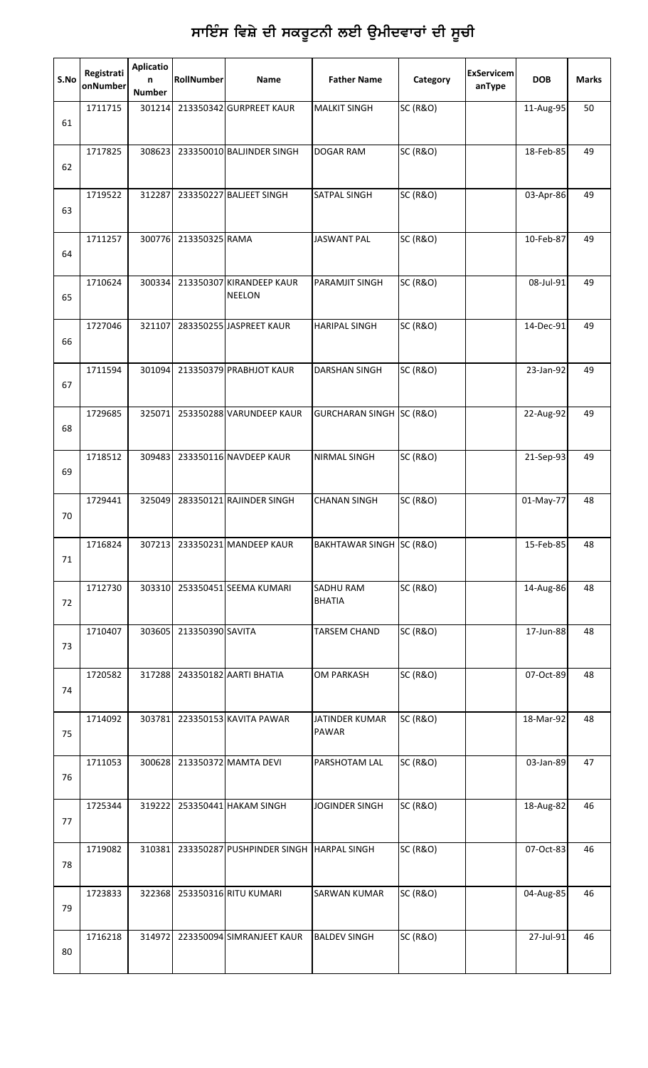# ਸਾਇੰਸ ਵਿਸ਼ੇ ਦੀ ਸਕਰੂਟਨੀ ਲਈ ਉਮੀਦਵਾਰਾਂ ਦੀ ਸੂਚੀ

| S.No | RegistrationNumber | Aplication Number | RollNumber | Name | Father Name | Category | ExServicemanType | DOB | Marks |
|---|---|---|---|---|---|---|---|---|---|
| 61 | 1711715 | 301214 | 213350342 | GURPREET KAUR | MALKIT SINGH | SC (R&O) | | 11-Aug-95 | 50 |
| 62 | 1717825 | 308623 | 233350010 | BALJINDER SINGH | DOGAR RAM | SC (R&O) | | 18-Feb-85 | 49 |
| 63 | 1719522 | 312287 | 233350227 | BALJEET SINGH | SATPAL SINGH | SC (R&O) | | 03-Apr-86 | 49 |
| 64 | 1711257 | 300776 | 213350325 | RAMA | JASWANT PAL | SC (R&O) | | 10-Feb-87 | 49 |
| 65 | 1710624 | 300334 | 213350307 | KIRANDEEP KAUR NEELON | PARAMJIT SINGH | SC (R&O) | | 08-Jul-91 | 49 |
| 66 | 1727046 | 321107 | 283350255 | JASPREET KAUR | HARIPAL SINGH | SC (R&O) | | 14-Dec-91 | 49 |
| 67 | 1711594 | 301094 | 213350379 | PRABHJOT KAUR | DARSHAN SINGH | SC (R&O) | | 23-Jan-92 | 49 |
| 68 | 1729685 | 325071 | 253350288 | VARUNDEEP KAUR | GURCHARAN SINGH | SC (R&O) | | 22-Aug-92 | 49 |
| 69 | 1718512 | 309483 | 233350116 | NAVDEEP KAUR | NIRMAL SINGH | SC (R&O) | | 21-Sep-93 | 49 |
| 70 | 1729441 | 325049 | 283350121 | RAJINDER SINGH | CHANAN SINGH | SC (R&O) | | 01-May-77 | 48 |
| 71 | 1716824 | 307213 | 233350231 | MANDEEP KAUR | BAKHTAWAR SINGH | SC (R&O) | | 15-Feb-85 | 48 |
| 72 | 1712730 | 303310 | 253350451 | SEEMA KUMARI | SADHU RAM BHATIA | SC (R&O) | | 14-Aug-86 | 48 |
| 73 | 1710407 | 303605 | 213350390 | SAVITA | TARSEM CHAND | SC (R&O) | | 17-Jun-88 | 48 |
| 74 | 1720582 | 317288 | 243350182 | AARTI BHATIA | OM PARKASH | SC (R&O) | | 07-Oct-89 | 48 |
| 75 | 1714092 | 303781 | 223350153 | KAVITA PAWAR | JATINDER KUMAR PAWAR | SC (R&O) | | 18-Mar-92 | 48 |
| 76 | 1711053 | 300628 | 213350372 | MAMTA DEVI | PARSHOTAM LAL | SC (R&O) | | 03-Jan-89 | 47 |
| 77 | 1725344 | 319222 | 253350441 | HAKAM SINGH | JOGINDER SINGH | SC (R&O) | | 18-Aug-82 | 46 |
| 78 | 1719082 | 310381 | 233350287 | PUSHPINDER SINGH | HARPAL SINGH | SC (R&O) | | 07-Oct-83 | 46 |
| 79 | 1723833 | 322368 | 253350316 | RITU KUMARI | SARWAN KUMAR | SC (R&O) | | 04-Aug-85 | 46 |
| 80 | 1716218 | 314972 | 223350094 | SIMRANJEET KAUR | BALDEV SINGH | SC (R&O) | | 27-Jul-91 | 46 |